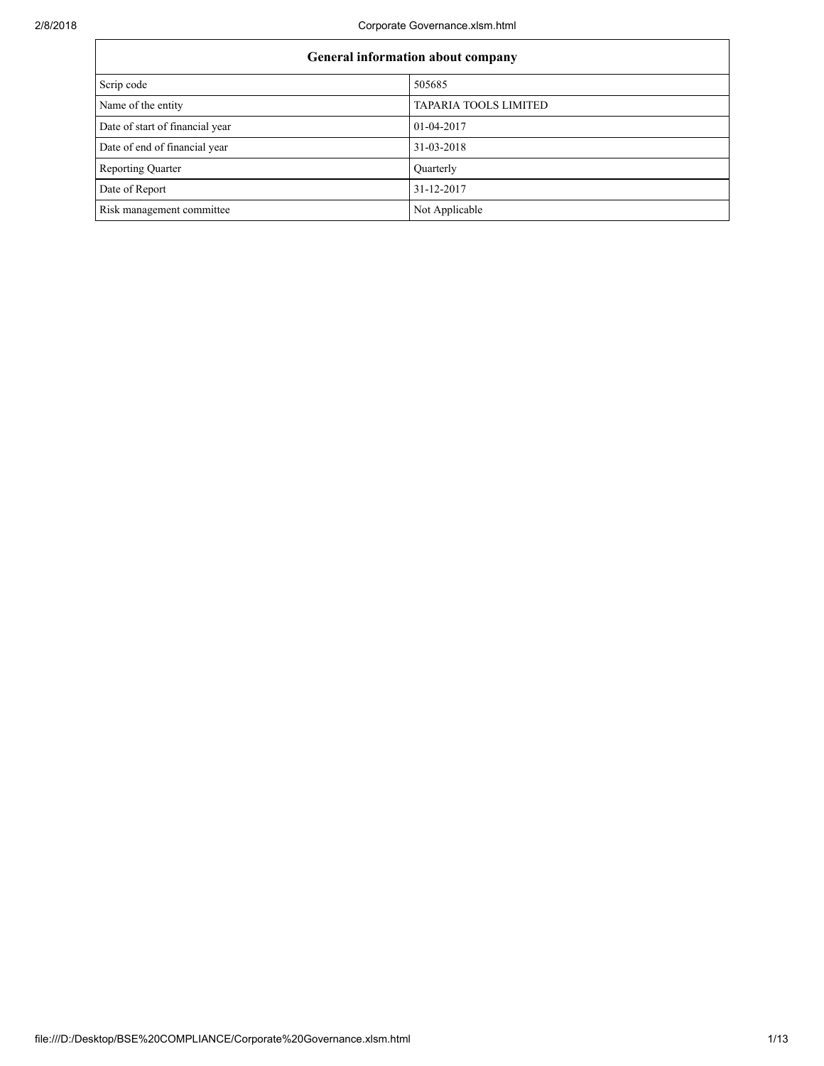| General information about company | |
| --- | --- |
| Scrip code | 505685 |
| Name of the entity | TAPARIA TOOLS LIMITED |
| Date of start of financial year | 01-04-2017 |
| Date of end of financial year | 31-03-2018 |
| Reporting Quarter | Quarterly |
| Date of Report | 31-12-2017 |
| Risk management committee | Not Applicable |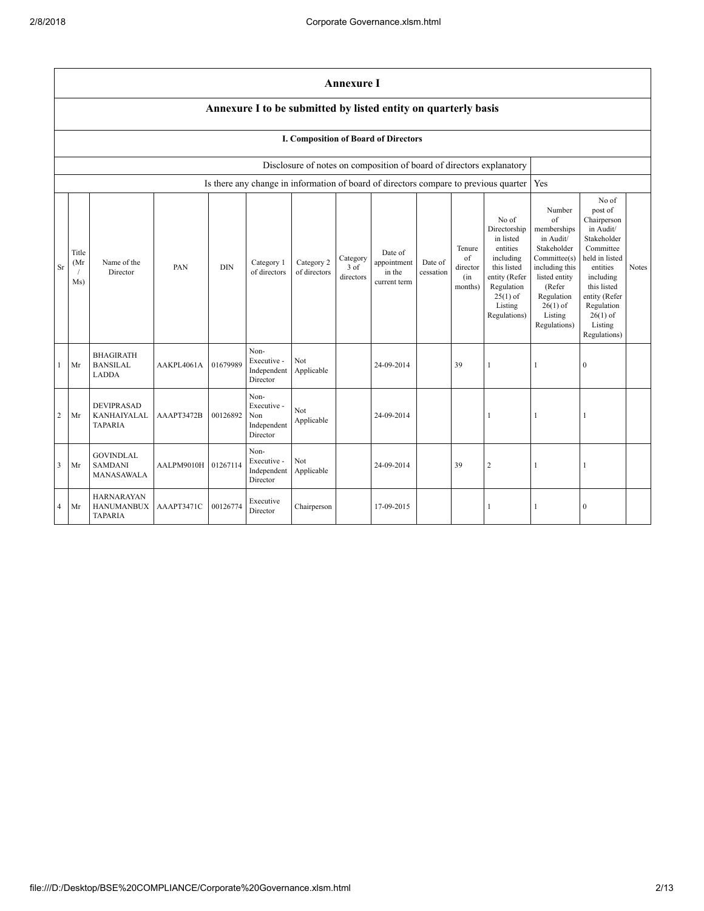# Annexure I

## Annexure I to be submitted by listed entity on quarterly basis

### I. Composition of Board of Directors

| Disclosure of notes on composition of board of directors explanatory | |
|---|---|
| Is there any change in information of board of directors compare to previous quarter | Yes |

| Sr | Title (Mr / Ms) | Name of the Director | PAN | DIN | Category 1 of directors | Category 2 of directors | Category 3 of directors | Date of appointment in the current term | Date of cessation | Tenure of director (in months) | No of Directorship in listed entities including this listed entity (Refer Regulation 25(1) of Listing Regulations) | Number of memberships in Audit/ Stakeholder Committee(s) including this listed entity (Refer Regulation 26(1) of Listing Regulations) | No of post of Chairperson in Audit/ Stakeholder Committee held in listed entities including this listed entity (Refer Regulation 26(1) of Listing Regulations) | Notes |
|---|---|---|---|---|---|---|---|---|---|---|---|---|---|---|
| 1 | Mr | BHAGIRATH BANSILAL LADDA | AAKPL4061A | 01679989 | Non-Executive - Independent Director | Not Applicable | | 24-09-2014 | | 39 | 1 | 1 | 0 | |
| 2 | Mr | DEVIPRASAD KANHAIYALAL TAPARIA | AAAPT3472B | 00126892 | Non-Executive - Non Independent Director | Not Applicable | | 24-09-2014 | | | 1 | 1 | 1 | |
| 3 | Mr | GOVINDLAL SAMDANI MANASAWALA | AALPM9010H | 01267114 | Non-Executive - Independent Director | Not Applicable | | 24-09-2014 | | 39 | 2 | 1 | 1 | |
| 4 | Mr | HARNARAYAN HANUMANBUX TAPARIA | AAAPT3471C | 00126774 | Executive Director | Chairperson | | 17-09-2015 | | | 1 | 1 | 0 | |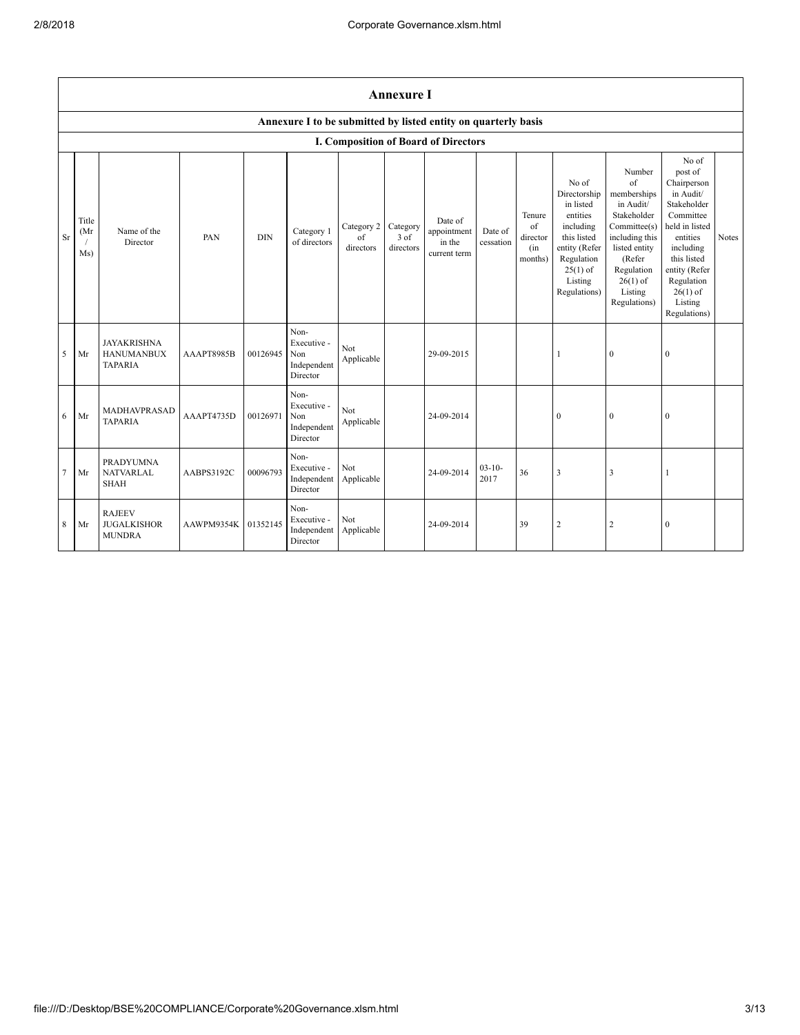| Annexure I | | | | | | | | | | | | | | | |
|---|---|---|---|---|---|---|---|---|---|---|---|---|---|---|---|
| Annexure I to be submitted by listed entity on quarterly basis | | | | | | | | | | | | | | | |
| I. Composition of Board of Directors | | | | | | | | | | | | | | | |
| Sr | Title (Mr / Ms) | Name of the Director | PAN | DIN | Category 1 of directors | Category 2 of directors | Category 3 of directors | Date of appointment in the current term | Date of cessation | Tenure of director (in months) | No of Directorship in listed entities including this listed entity (Refer Regulation 25(1) of Listing Regulations) | Number of memberships in Audit/ Stakeholder Committee(s) including this listed entity (Refer Regulation 26(1) of Listing Regulations) | No of post of Chairperson in Audit/ Stakeholder Committee held in listed entities including this listed entity (Refer Regulation 26(1) of Listing Regulations) | Notes |
| 5 | Mr | JAYAKRISHNA HANUMANBUX TAPARIA | AAAPT8985B | 00126945 | Non-Executive - Non Independent Director | Not Applicable | | 29-09-2015 | | | 1 | 0 | 0 | |
| 6 | Mr | MADHAVPRASAD TAPARIA | AAAPT4735D | 00126971 | Non-Executive - Non Independent Director | Not Applicable | | 24-09-2014 | | | 0 | 0 | 0 | |
| 7 | Mr | PRADYUMNA NATVARLAL SHAH | AABPS3192C | 00096793 | Non-Executive - Independent Director | Not Applicable | | 24-09-2014 | 03-10-2017 | 36 | 3 | 3 | 1 | |
| 8 | Mr | RAJEEV JUGALKISHOR MUNDRA | AAWPM9354K | 01352145 | Non-Executive - Independent Director | Not Applicable | | 24-09-2014 | | 39 | 2 | 2 | 0 | |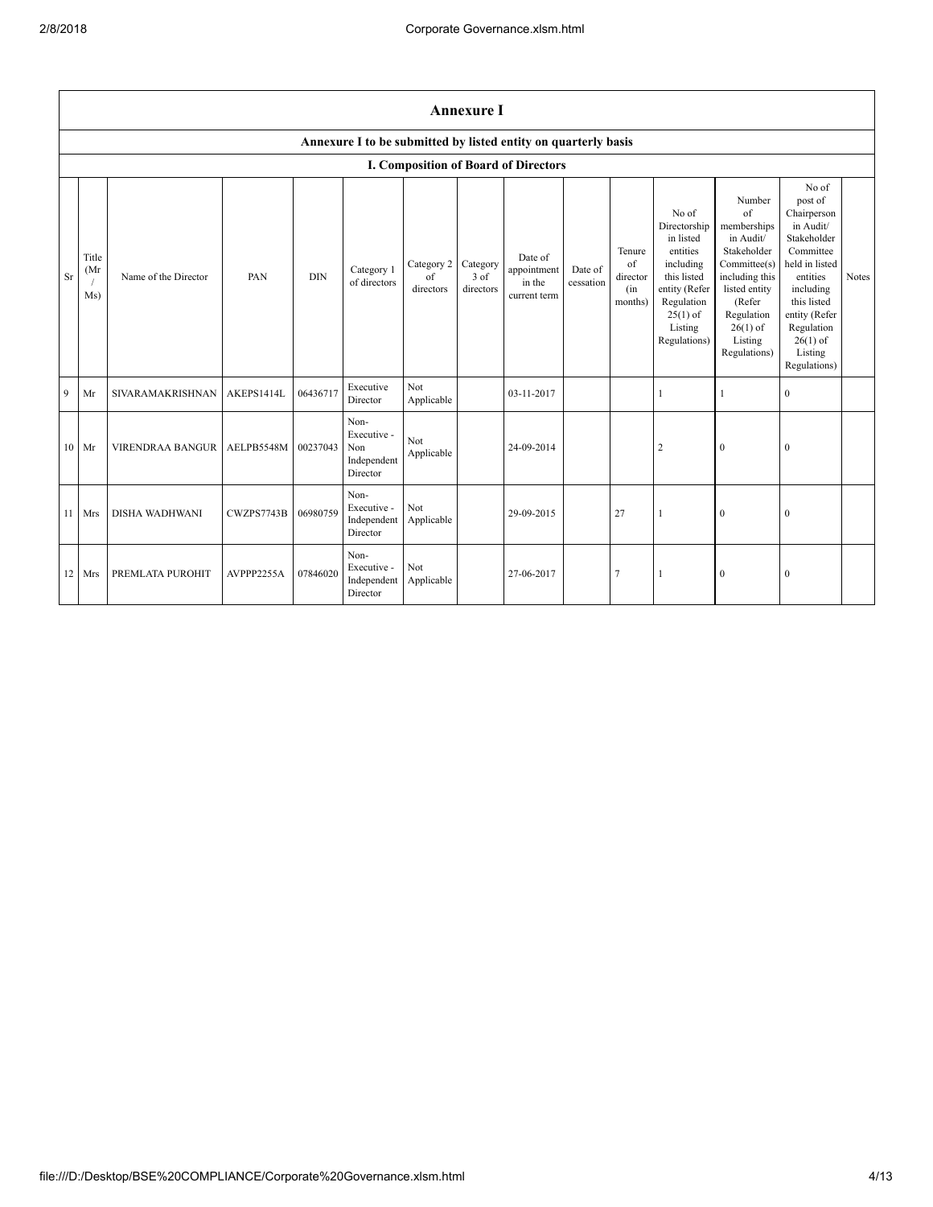## Annexure I

### Annexure I to be submitted by listed entity on quarterly basis

### I. Composition of Board of Directors

| Sr | Title (Mr / Ms) | Name of the Director | PAN | DIN | Category 1 of directors | Category 2 of directors | Category 3 of directors | Date of appointment in the current term | Date of cessation | Tenure of director (in months) | No of Directorship in listed entities including this listed entity (Refer Regulation 25(1) of Listing Regulations) | Number of memberships in Audit/ Stakeholder Committee(s) including this listed entity (Refer Regulation 26(1) of Listing Regulations) | No of post of Chairperson in Audit/ Stakeholder Committee held in listed entities including this listed entity (Refer Regulation 26(1) of Listing Regulations) | Notes |
|---|---|---|---|---|---|---|---|---|---|---|---|---|---|---|
| 9 | Mr | SIVARAMAKRISHNAN | AKEPS1414L | 06436717 | Executive Director | Not Applicable | | 03-11-2017 | | | 1 | 1 | 0 | |
| 10 | Mr | VIRENDRAA BANGUR | AELPB5548M | 00237043 | Non-Executive - Non Independent Director | Not Applicable | | 24-09-2014 | | | 2 | 0 | 0 | |
| 11 | Mrs | DISHA WADHWANI | CWZPS7743B | 06980759 | Non-Executive - Independent Director | Not Applicable | | 29-09-2015 | | 27 | 1 | 0 | 0 | |
| 12 | Mrs | PREMLATA PUROHIT | AVPPP2255A | 07846020 | Non-Executive - Independent Director | Not Applicable | | 27-06-2017 | | 7 | 1 | 0 | 0 | |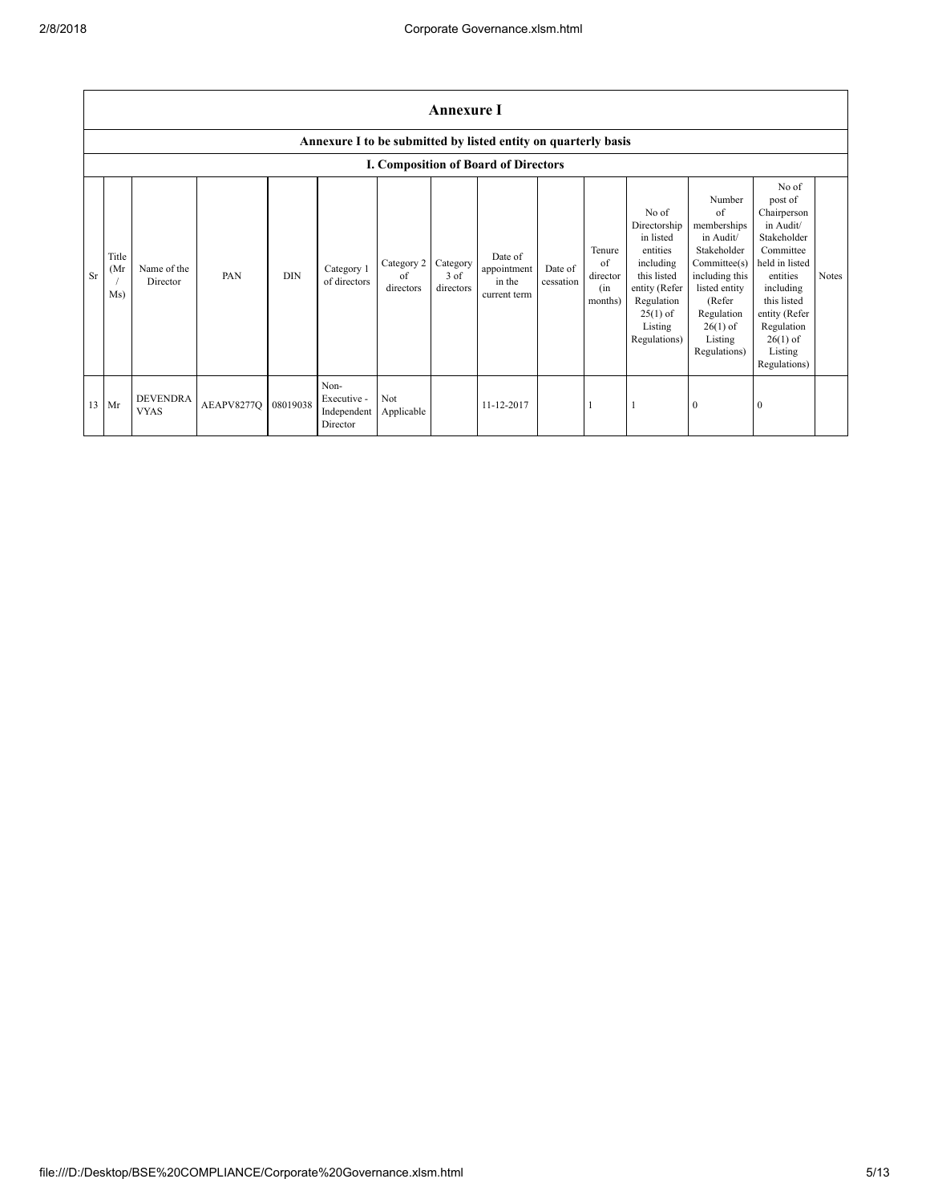# Annexure I

## Annexure I to be submitted by listed entity on quarterly basis

### I. Composition of Board of Directors

| Sr | Title (Mr / Ms) | Name of the Director | PAN | DIN | Category 1 of directors | Category 2 of directors | Category 3 of directors | Date of appointment in the current term | Date of cessation | Tenure of director (in months) | No of Directorship in listed entities including this listed entity (Refer Regulation 25(1) of Listing Regulations) | Number of memberships in Audit/ Stakeholder Committee(s) including this listed entity (Refer Regulation 26(1) of Listing Regulations) | No of post of Chairperson in Audit/ Stakeholder Committee held in listed entities including this listed entity (Refer Regulation 26(1) of Listing Regulations) | Notes |
|---|---|---|---|---|---|---|---|---|---|---|---|---|---|---|
| 13 | Mr | DEVENDRA VYAS | AEAPV8277Q | 08019038 | Non-Executive - Independent Director | Not Applicable | | 11-12-2017 | | 1 | 1 | 0 | 0 | |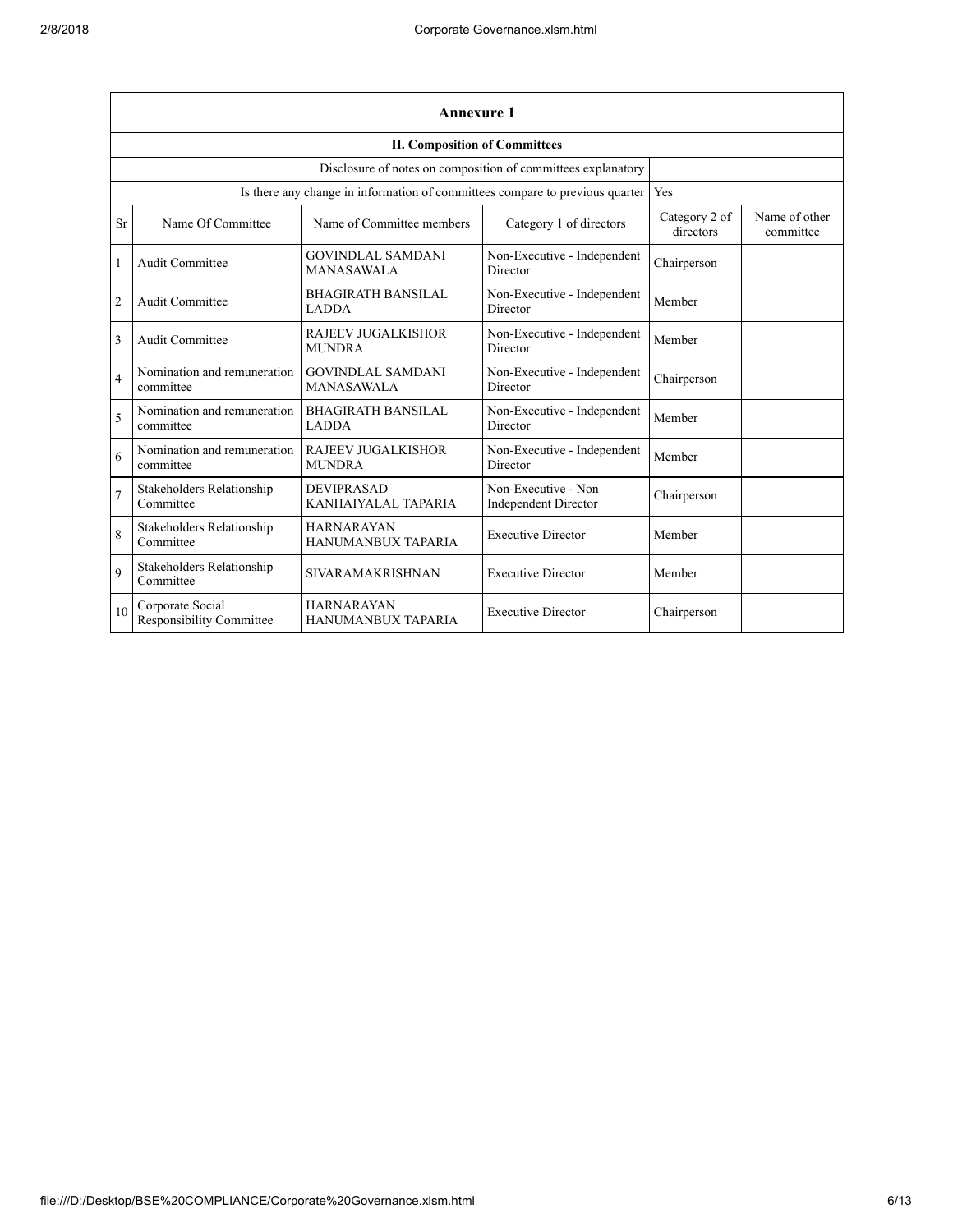## Annexure 1

### II. Composition of Committees

| Disclosure of notes on composition of committees explanatory | |
|---|---|
| Is there any change in information of committees compare to previous quarter | Yes |

| Sr | Name Of Committee | Name of Committee members | Category 1 of directors | Category 2 of directors | Name of other committee |
|---|---|---|---|---|---|
| 1 | Audit Committee | GOVINDLAL SAMDANI MANASAWALA | Non-Executive - Independent Director | Chairperson | |
| 2 | Audit Committee | BHAGIRATH BANSILAL LADDA | Non-Executive - Independent Director | Member | |
| 3 | Audit Committee | RAJEEV JUGALKISHOR MUNDRA | Non-Executive - Independent Director | Member | |
| 4 | Nomination and remuneration committee | GOVINDLAL SAMDANI MANASAWALA | Non-Executive - Independent Director | Chairperson | |
| 5 | Nomination and remuneration committee | BHAGIRATH BANSILAL LADDA | Non-Executive - Independent Director | Member | |
| 6 | Nomination and remuneration committee | RAJEEV JUGALKISHOR MUNDRA | Non-Executive - Independent Director | Member | |
| 7 | Stakeholders Relationship Committee | DEVIPRASAD KANHAIYALAL TAPARIA | Non-Executive - Non Independent Director | Chairperson | |
| 8 | Stakeholders Relationship Committee | HARNARAYAN HANUMANBUX TAPARIA | Executive Director | Member | |
| 9 | Stakeholders Relationship Committee | SIVARAMAKRISHNAN | Executive Director | Member | |
| 10 | Corporate Social Responsibility Committee | HARNARAYAN HANUMANBUX TAPARIA | Executive Director | Chairperson | |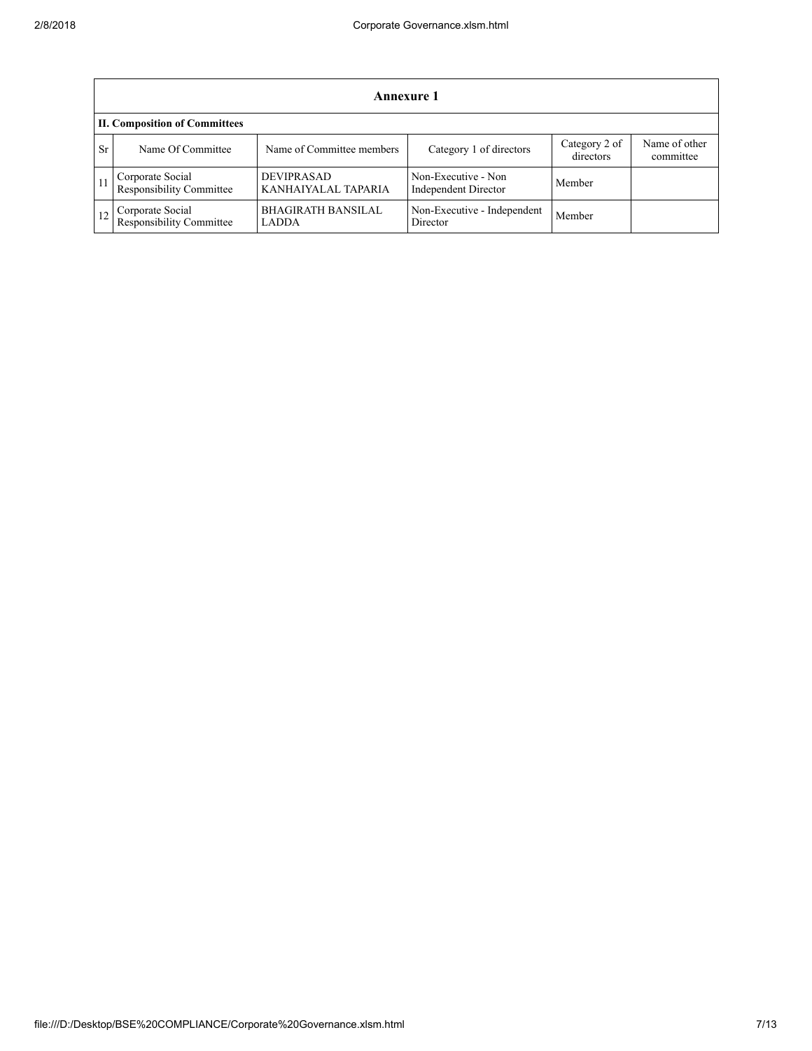## Annexure 1

### II. Composition of Committees

| Sr | Name Of Committee | Name of Committee members | Category 1 of directors | Category 2 of directors | Name of other committee |
|---|---|---|---|---|---|
| 11 | Corporate Social Responsibility Committee | DEVIPRASAD KANHAIYALAL TAPARIA | Non-Executive - Non Independent Director | Member | |
| 12 | Corporate Social Responsibility Committee | BHAGIRATH BANSILAL LADDA | Non-Executive - Independent Director | Member | |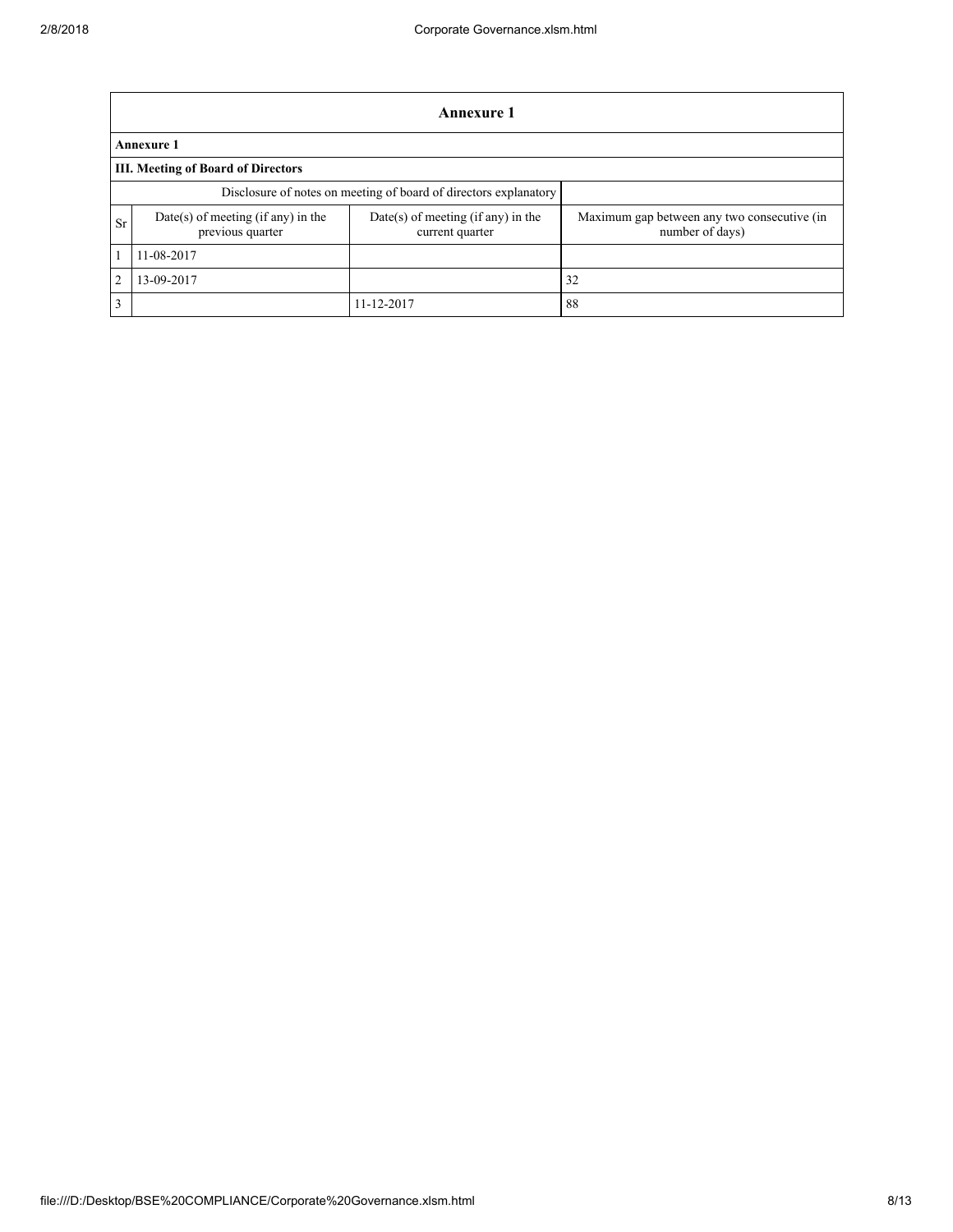| Annexure 1 | | | |
|---|---|---|---|
| **Annexure 1** | | | |
| **III. Meeting of Board of Directors** | | | |
| Disclosure of notes on meeting of board of directors explanatory | | | |
| Sr | Date(s) of meeting (if any) in the previous quarter | Date(s) of meeting (if any) in the current quarter | Maximum gap between any two consecutive (in number of days) |
| 1 | 11-08-2017 | | |
| 2 | 13-09-2017 | | 32 |
| 3 | | 11-12-2017 | 88 |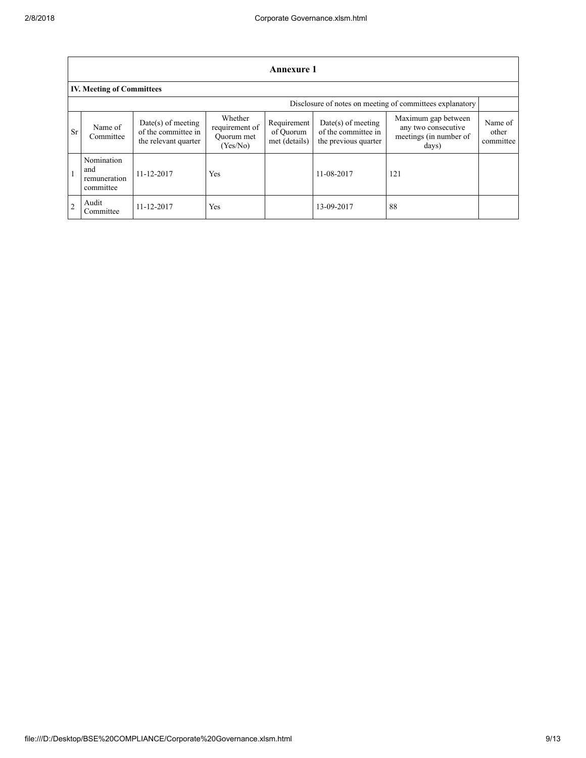## Annexure 1

### IV. Meeting of Committees

Disclosure of notes on meeting of committees explanatory

| Sr | Name of Committee | Date(s) of meeting of the committee in the relevant quarter | Whether requirement of Quorum met (Yes/No) | Requirement of Quorum met (details) | Date(s) of meeting of the committee in the previous quarter | Maximum gap between any two consecutive meetings (in number of days) | Name of other committee |
|---|---|---|---|---|---|---|---|
| 1 | Nomination and remuneration committee | 11-12-2017 | Yes | | 11-08-2017 | 121 | |
| 2 | Audit Committee | 11-12-2017 | Yes | | 13-09-2017 | 88 | |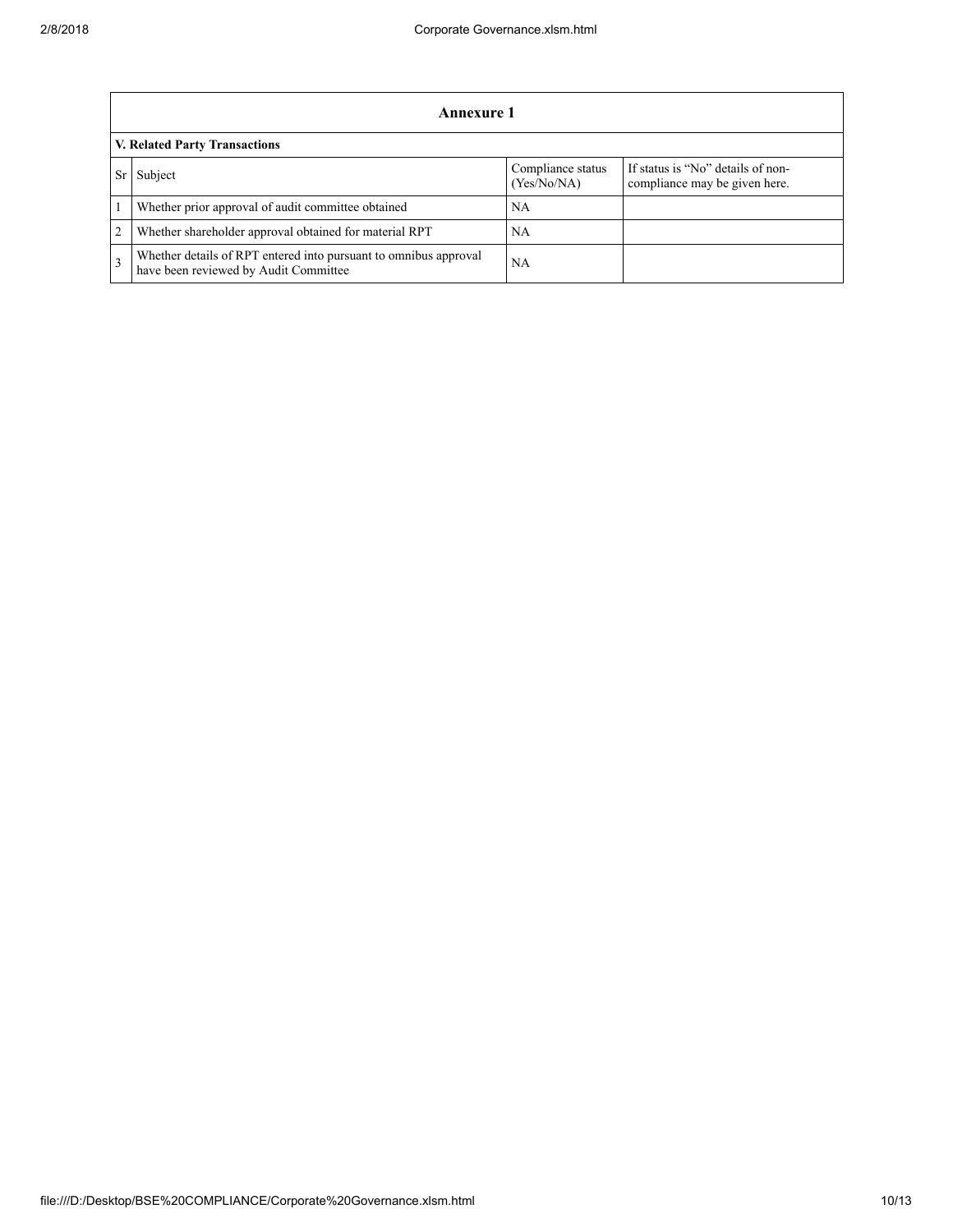## Annexure 1

### V. Related Party Transactions

| Sr | Subject | Compliance status (Yes/No/NA) | If status is "No" details of non-compliance may be given here. |
|---|---|---|---|
| 1 | Whether prior approval of audit committee obtained | NA | |
| 2 | Whether shareholder approval obtained for material RPT | NA | |
| 3 | Whether details of RPT entered into pursuant to omnibus approval have been reviewed by Audit Committee | NA | |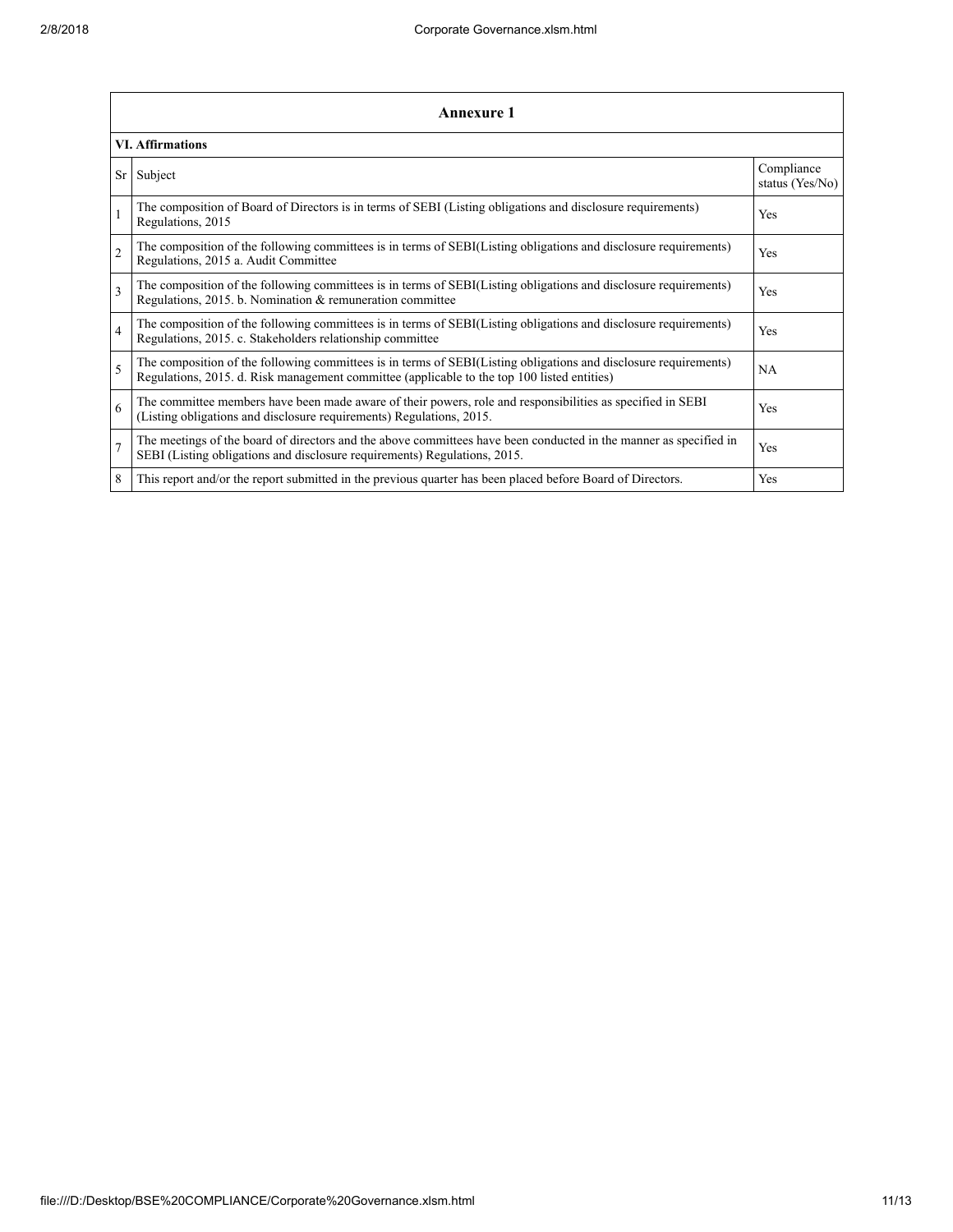## Annexure 1

### VI. Affirmations

| Sr | Subject | Compliance status (Yes/No) |
|---|---|---|
| 1 | The composition of Board of Directors is in terms of SEBI (Listing obligations and disclosure requirements) Regulations, 2015 | Yes |
| 2 | The composition of the following committees is in terms of SEBI(Listing obligations and disclosure requirements) Regulations, 2015 a. Audit Committee | Yes |
| 3 | The composition of the following committees is in terms of SEBI(Listing obligations and disclosure requirements) Regulations, 2015. b. Nomination & remuneration committee | Yes |
| 4 | The composition of the following committees is in terms of SEBI(Listing obligations and disclosure requirements) Regulations, 2015. c. Stakeholders relationship committee | Yes |
| 5 | The composition of the following committees is in terms of SEBI(Listing obligations and disclosure requirements) Regulations, 2015. d. Risk management committee (applicable to the top 100 listed entities) | NA |
| 6 | The committee members have been made aware of their powers, role and responsibilities as specified in SEBI (Listing obligations and disclosure requirements) Regulations, 2015. | Yes |
| 7 | The meetings of the board of directors and the above committees have been conducted in the manner as specified in SEBI (Listing obligations and disclosure requirements) Regulations, 2015. | Yes |
| 8 | This report and/or the report submitted in the previous quarter has been placed before Board of Directors. | Yes |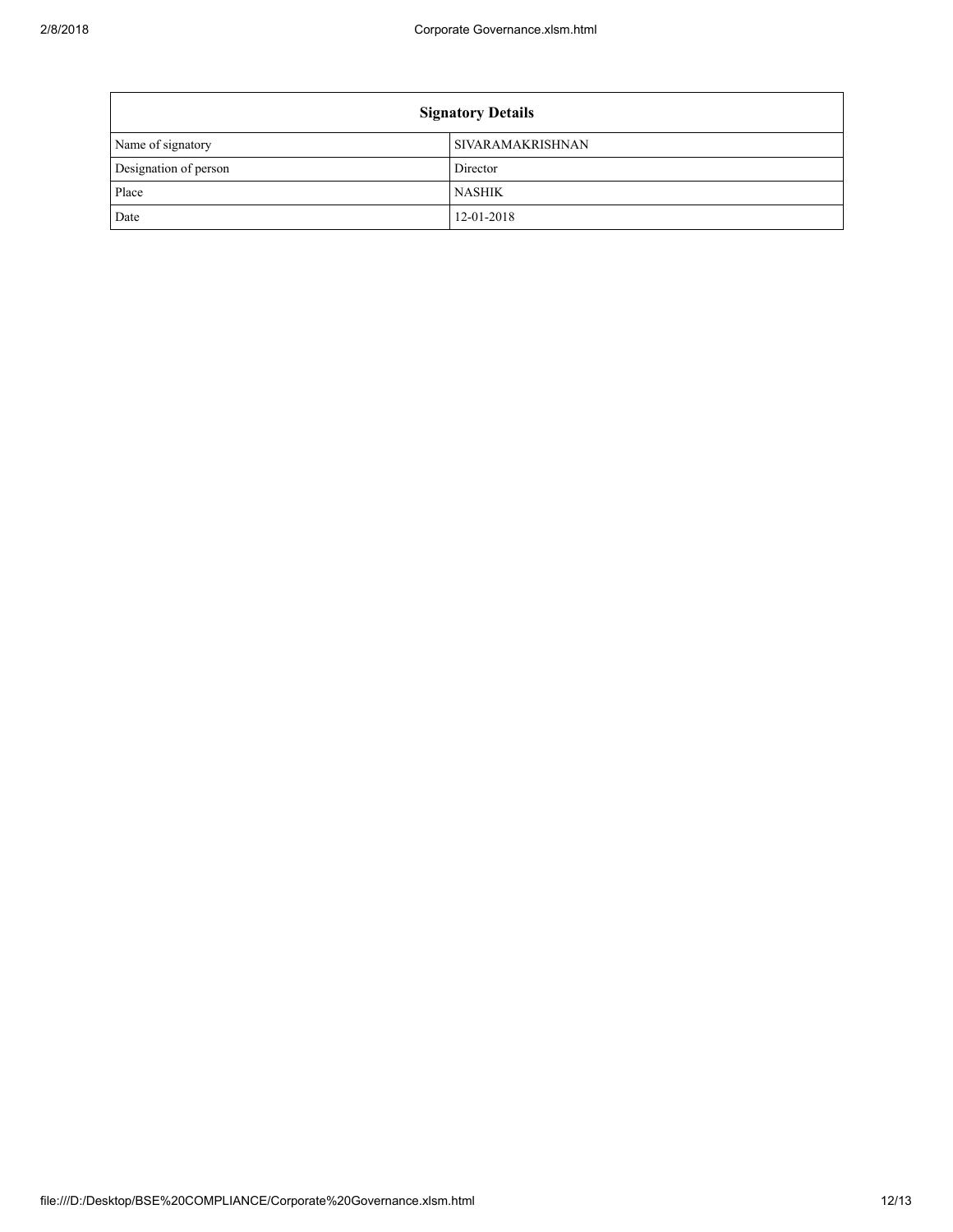| Signatory Details | |
|---|---|
| Name of signatory | SIVARAMAKRISHNAN |
| Designation of person | Director |
| Place | NASHIK |
| Date | 12-01-2018 |